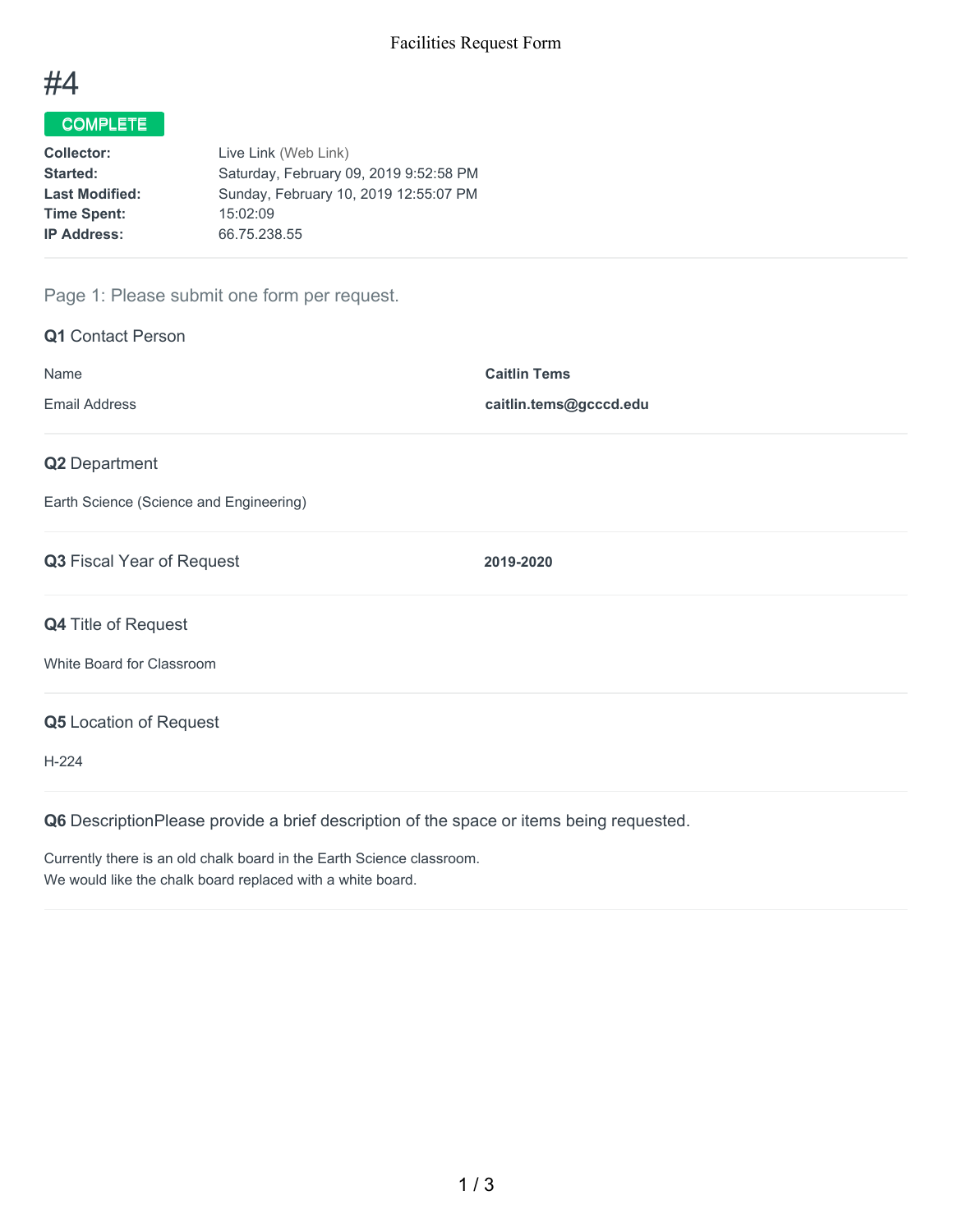# #4

**COMPLETE**

| | |
|---|---|
| **Collector:** | Live Link (Web Link) |
| **Started:** | Saturday, February 09, 2019 9:52:58 PM |
| **Last Modified:** | Sunday, February 10, 2019 12:55:07 PM |
| **Time Spent:** | 15:02:09 |
| **IP Address:** | 66.75.238.55 |

## Page 1: Please submit one form per request.

### Q1 Contact Person

| | |
|---|---|
| Name | **Caitlin Tems** |
| Email Address | **caitlin.tems@gcccd.edu** |

### Q2 Department

Earth Science (Science and Engineering)

### Q3 Fiscal Year of Request

**2019-2020**

### Q4 Title of Request

White Board for Classroom

### Q5 Location of Request

H-224

### Q6 DescriptionPlease provide a brief description of the space or items being requested.

Currently there is an old chalk board in the Earth Science classroom.
We would like the chalk board replaced with a white board.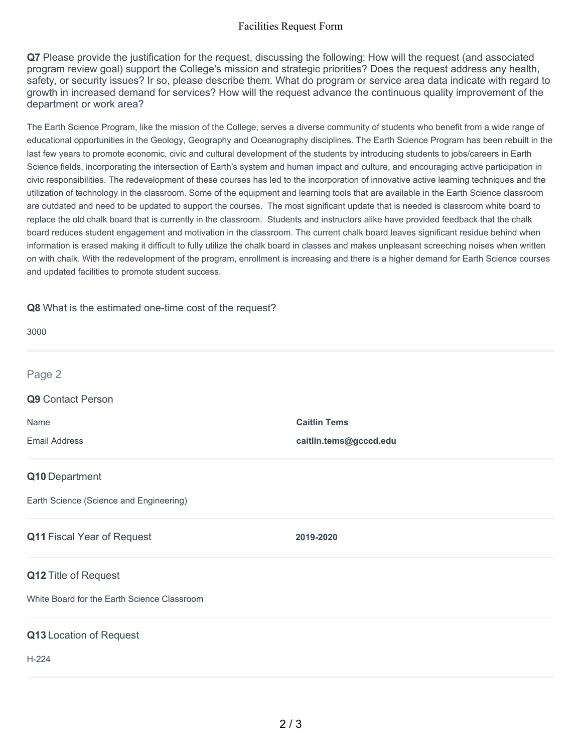**Q7** Please provide the justification for the request, discussing the following: How will the request (and associated program review goal) support the College's mission and strategic priorities? Does the request address any health, safety, or security issues? Ir so, please describe them. What do program or service area data indicate with regard to growth in increased demand for services? How will the request advance the continuous quality improvement of the department or work area?

The Earth Science Program, like the mission of the College, serves a diverse community of students who benefit from a wide range of educational opportunities in the Geology, Geography and Oceanography disciplines. The Earth Science Program has been rebuilt in the last few years to promote economic, civic and cultural development of the students by introducing students to jobs/careers in Earth Science fields, incorporating the intersection of Earth's system and human impact and culture, and encouraging active participation in civic responsibilities. The redevelopment of these courses has led to the incorporation of innovative active learning techniques and the utilization of technology in the classroom. Some of the equipment and learning tools that are available in the Earth Science classroom are outdated and need to be updated to support the courses. The most significant update that is needed is classroom white board to replace the old chalk board that is currently in the classroom. Students and instructors alike have provided feedback that the chalk board reduces student engagement and motivation in the classroom. The current chalk board leaves significant residue behind when information is erased making it difficult to fully utilize the chalk board in classes and makes unpleasant screeching noises when written on with chalk. With the redevelopment of the program, enrollment is increasing and there is a higher demand for Earth Science courses and updated facilities to promote student success.

**Q8** What is the estimated one-time cost of the request?

3000

## Page 2

**Q9** Contact Person

| | |
|---|---|
| Name | **Caitlin Tems** |
| Email Address | **caitlin.tems@gcccd.edu** |

**Q10** Department

Earth Science (Science and Engineering)

**Q11** Fiscal Year of Request **2019-2020**

**Q12** Title of Request

White Board for the Earth Science Classroom

**Q13** Location of Request

H-224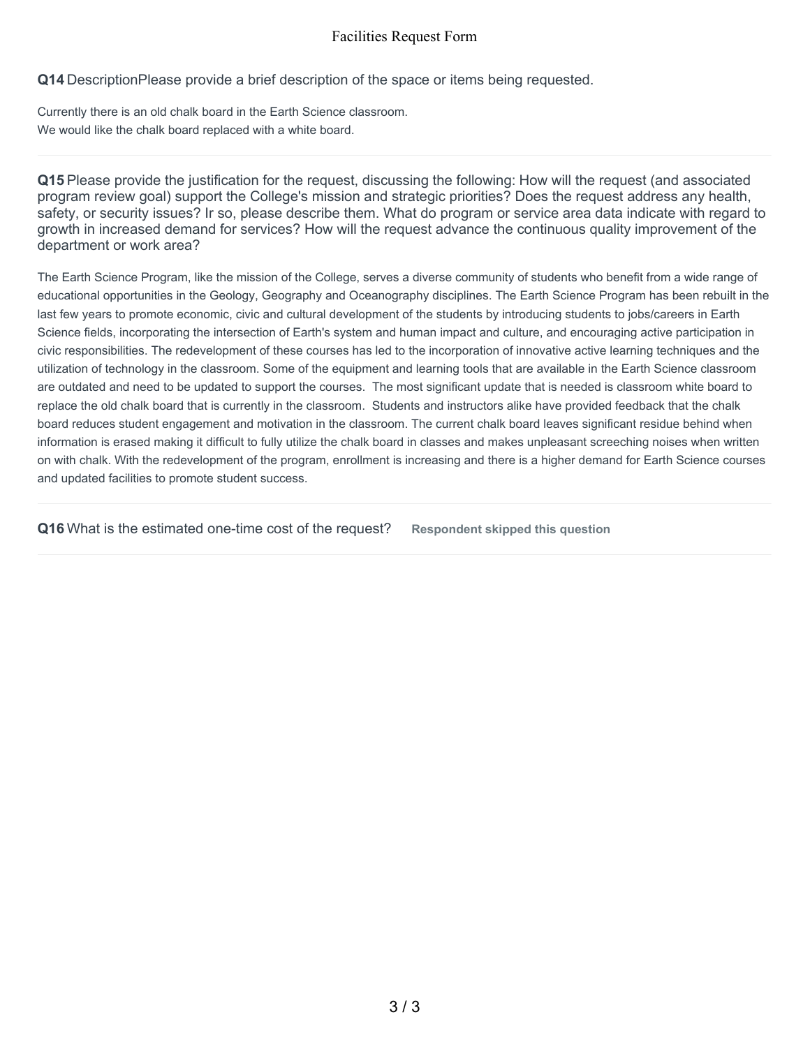**Q14** DescriptionPlease provide a brief description of the space or items being requested.

Currently there is an old chalk board in the Earth Science classroom.
We would like the chalk board replaced with a white board.

**Q15** Please provide the justification for the request, discussing the following: How will the request (and associated program review goal) support the College's mission and strategic priorities? Does the request address any health, safety, or security issues? Ir so, please describe them. What do program or service area data indicate with regard to growth in increased demand for services? How will the request advance the continuous quality improvement of the department or work area?

The Earth Science Program, like the mission of the College, serves a diverse community of students who benefit from a wide range of educational opportunities in the Geology, Geography and Oceanography disciplines. The Earth Science Program has been rebuilt in the last few years to promote economic, civic and cultural development of the students by introducing students to jobs/careers in Earth Science fields, incorporating the intersection of Earth's system and human impact and culture, and encouraging active participation in civic responsibilities. The redevelopment of these courses has led to the incorporation of innovative active learning techniques and the utilization of technology in the classroom. Some of the equipment and learning tools that are available in the Earth Science classroom are outdated and need to be updated to support the courses. The most significant update that is needed is classroom white board to replace the old chalk board that is currently in the classroom. Students and instructors alike have provided feedback that the chalk board reduces student engagement and motivation in the classroom. The current chalk board leaves significant residue behind when information is erased making it difficult to fully utilize the chalk board in classes and makes unpleasant screeching noises when written on with chalk. With the redevelopment of the program, enrollment is increasing and there is a higher demand for Earth Science courses and updated facilities to promote student success.

**Q16** What is the estimated one-time cost of the request? **Respondent skipped this question**